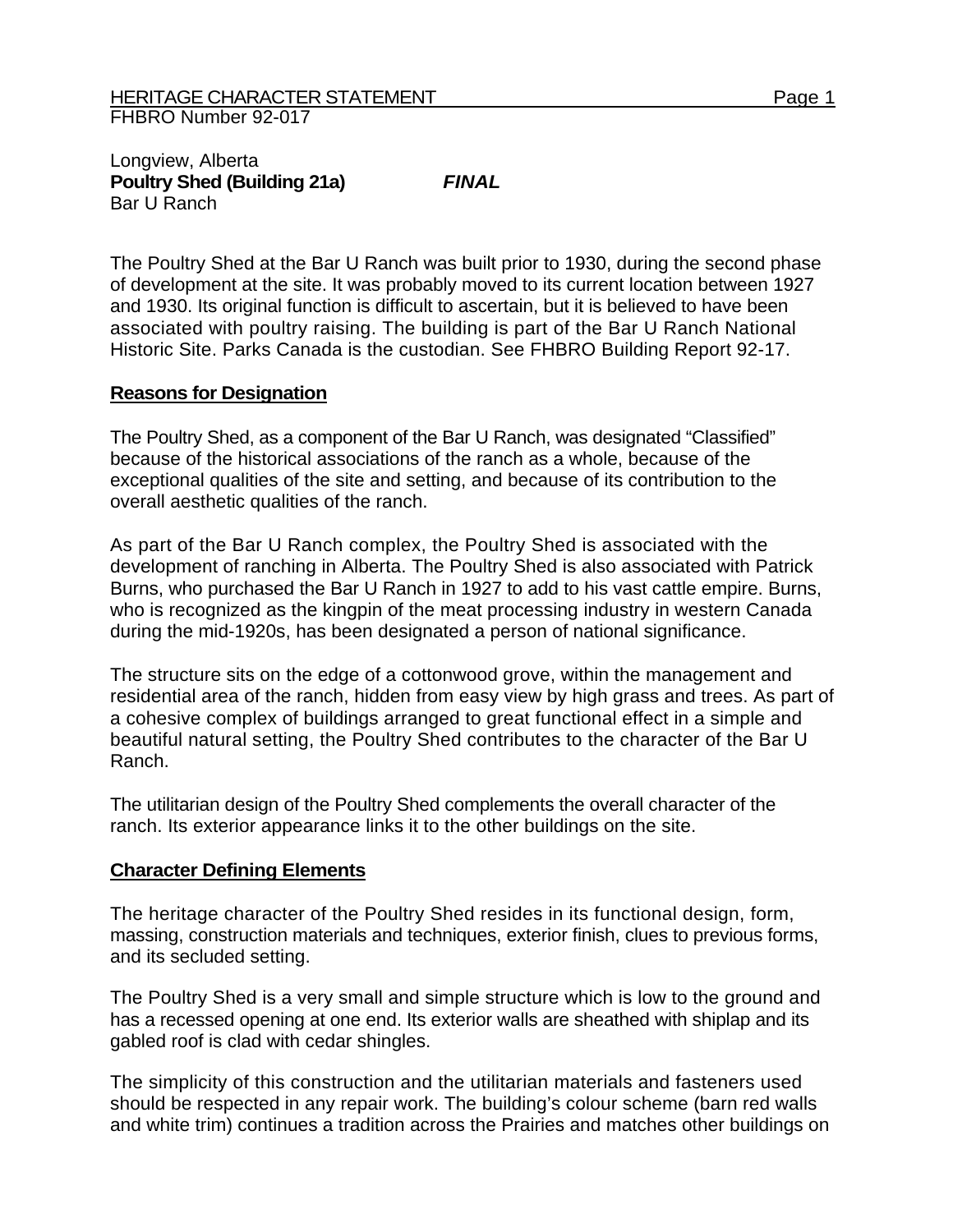Longview, Alberta
**Poultry Shed (Building 21a)** ***FINAL***
Bar U Ranch

The Poultry Shed at the Bar U Ranch was built prior to 1930, during the second phase of development at the site. It was probably moved to its current location between 1927 and 1930. Its original function is difficult to ascertain, but it is believed to have been associated with poultry raising. The building is part of the Bar U Ranch National Historic Site. Parks Canada is the custodian. See FHBRO Building Report 92-17.

## Reasons for Designation

The Poultry Shed, as a component of the Bar U Ranch, was designated "Classified" because of the historical associations of the ranch as a whole, because of the exceptional qualities of the site and setting, and because of its contribution to the overall aesthetic qualities of the ranch.

As part of the Bar U Ranch complex, the Poultry Shed is associated with the development of ranching in Alberta. The Poultry Shed is also associated with Patrick Burns, who purchased the Bar U Ranch in 1927 to add to his vast cattle empire. Burns, who is recognized as the kingpin of the meat processing industry in western Canada during the mid-1920s, has been designated a person of national significance.

The structure sits on the edge of a cottonwood grove, within the management and residential area of the ranch, hidden from easy view by high grass and trees. As part of a cohesive complex of buildings arranged to great functional effect in a simple and beautiful natural setting, the Poultry Shed contributes to the character of the Bar U Ranch.

The utilitarian design of the Poultry Shed complements the overall character of the ranch. Its exterior appearance links it to the other buildings on the site.

## Character Defining Elements

The heritage character of the Poultry Shed resides in its functional design, form, massing, construction materials and techniques, exterior finish, clues to previous forms, and its secluded setting.

The Poultry Shed is a very small and simple structure which is low to the ground and has a recessed opening at one end. Its exterior walls are sheathed with shiplap and its gabled roof is clad with cedar shingles.

The simplicity of this construction and the utilitarian materials and fasteners used should be respected in any repair work. The building's colour scheme (barn red walls and white trim) continues a tradition across the Prairies and matches other buildings on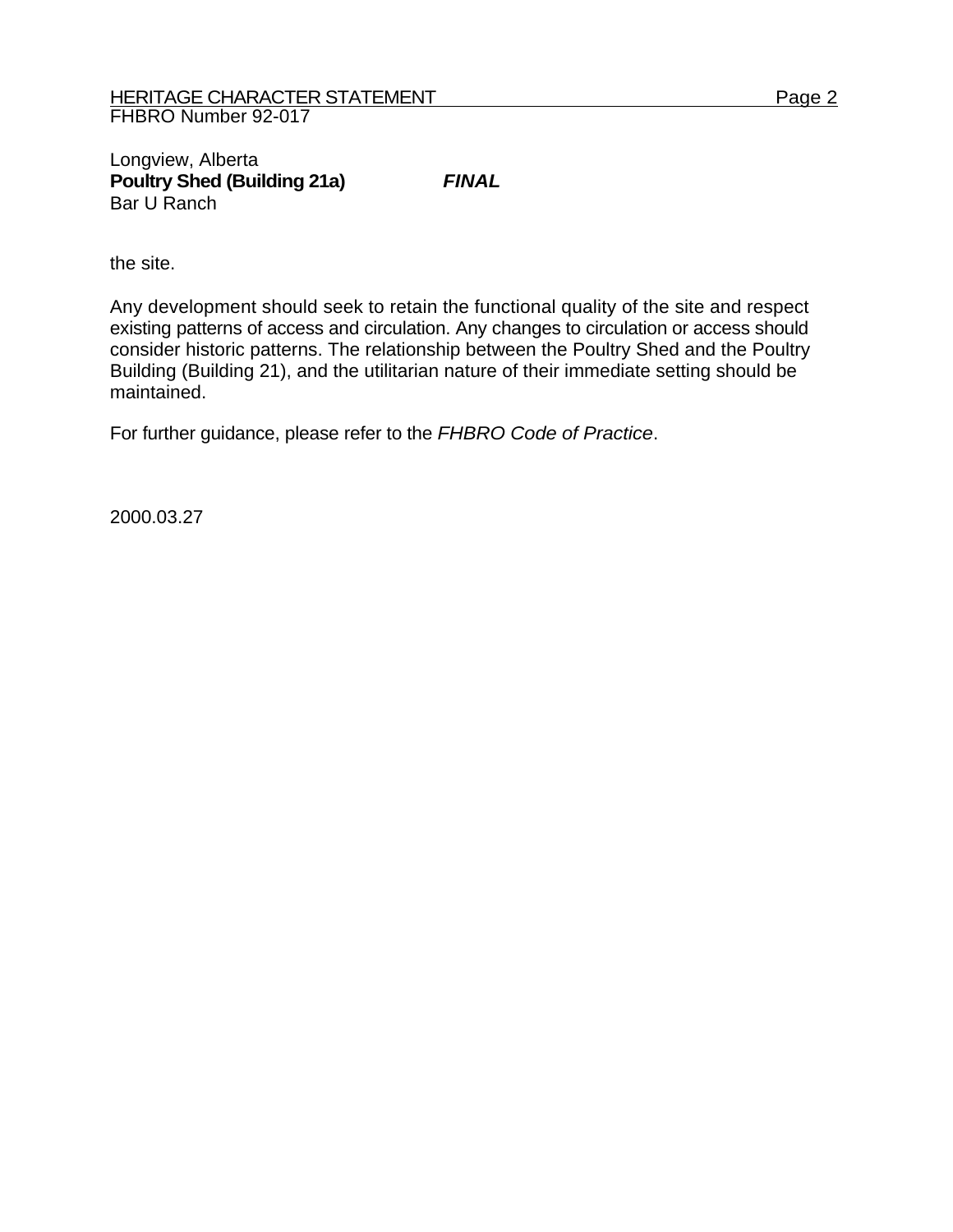the site.

Any development should seek to retain the functional quality of the site and respect existing patterns of access and circulation. Any changes to circulation or access should consider historic patterns. The relationship between the Poultry Shed and the Poultry Building (Building 21), and the utilitarian nature of their immediate setting should be maintained.

For further guidance, please refer to the *FHBRO Code of Practice*.

2000.03.27